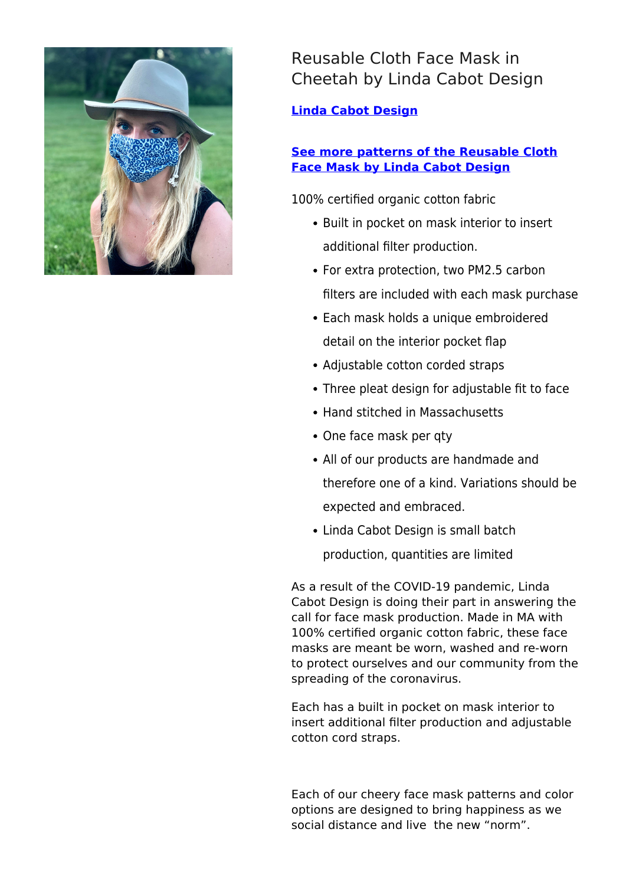# Reusable Cloth Face Mask in Cheetah by Linda Cabot Design

**Linda Cabot Design**

**See more patterns of the Reusable Cloth Face Mask by Linda Cabot Design**

100% certified organic cotton fabric

- Built in pocket on mask interior to insert additional filter production.
- For extra protection, two PM2.5 carbon filters are included with each mask purchase
- Each mask holds a unique embroidered detail on the interior pocket flap
- Adjustable cotton corded straps
- Three pleat design for adjustable fit to face
- Hand stitched in Massachusetts
- One face mask per qty
- All of our products are handmade and therefore one of a kind. Variations should be expected and embraced.
- Linda Cabot Design is small batch production, quantities are limited

As a result of the COVID-19 pandemic, Linda Cabot Design is doing their part in answering the call for face mask production. Made in MA with 100% certified organic cotton fabric, these face masks are meant be worn, washed and re-worn to protect ourselves and our community from the spreading of the coronavirus.

Each has a built in pocket on mask interior to insert additional filter production and adjustable cotton cord straps.

Each of our cheery face mask patterns and color options are designed to bring happiness as we social distance and live the new “norm”.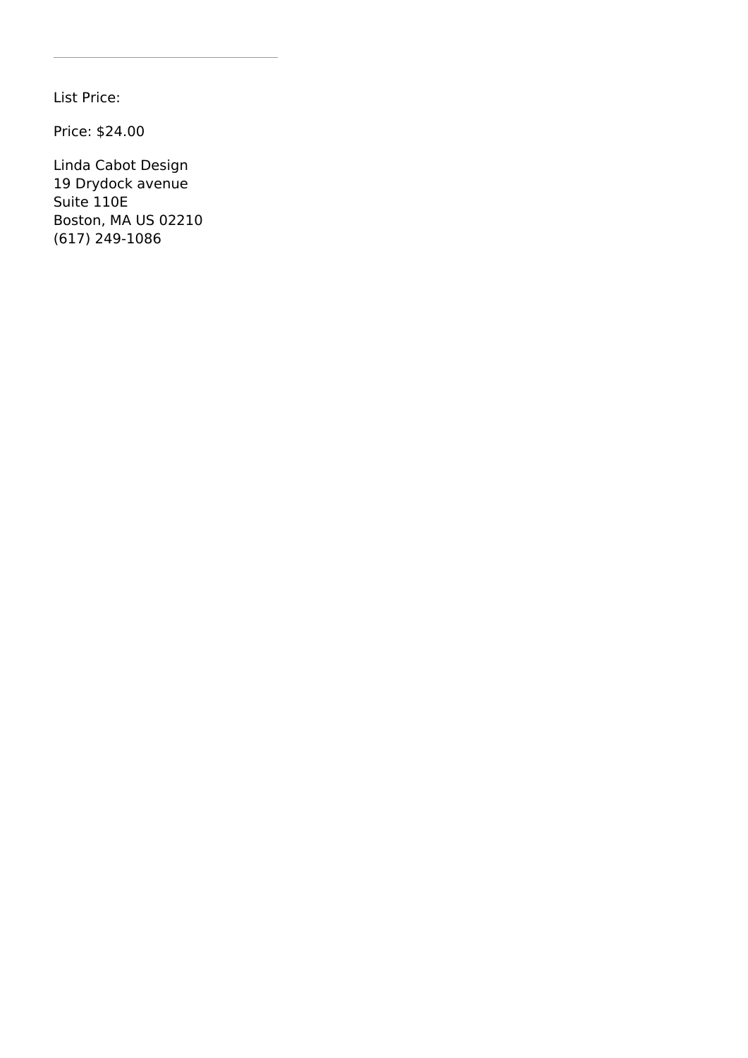---

List Price:

Price: $24.00

Linda Cabot Design
19 Drydock avenue
Suite 110E
Boston, MA US 02210
(617) 249-1086